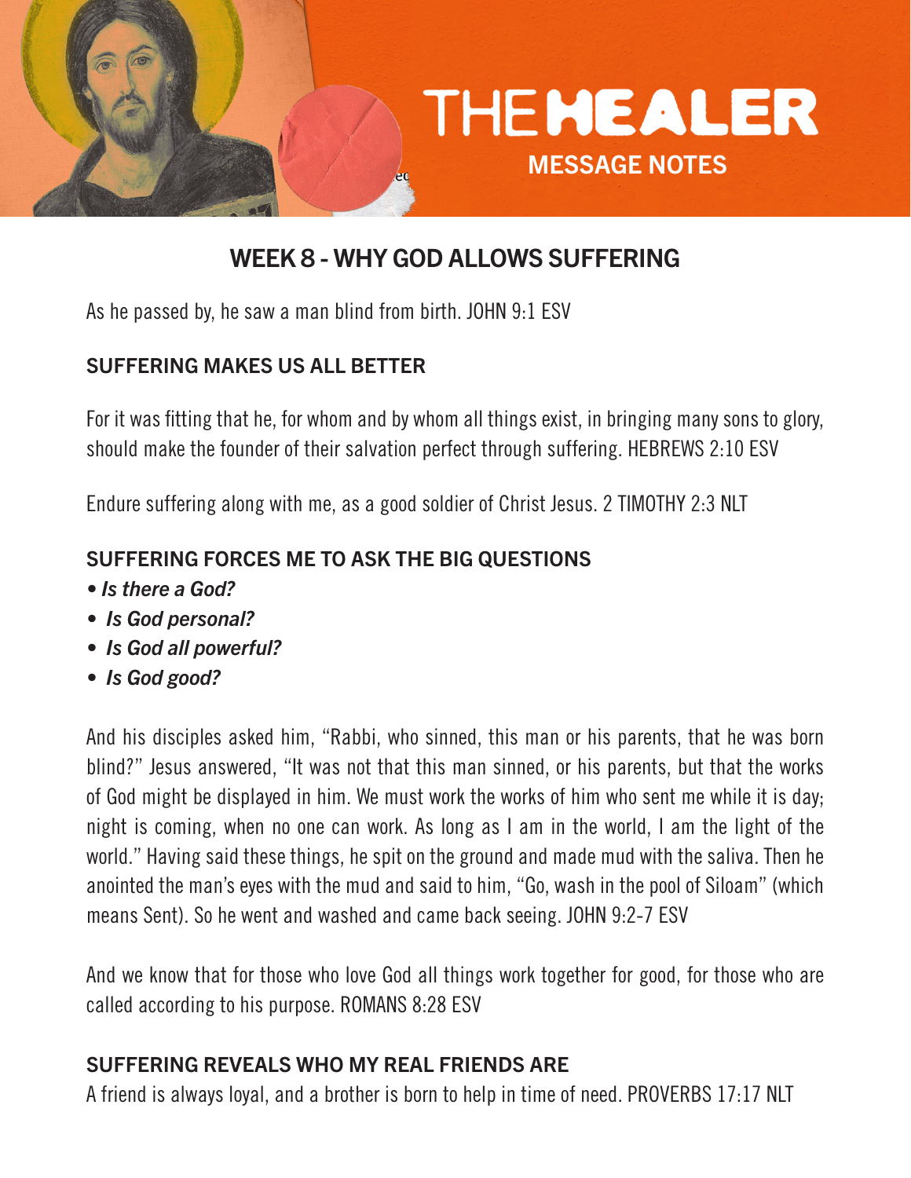# THE HEALER

## MESSAGE NOTES

## WEEK 8 - WHY GOD ALLOWS SUFFERING

As he passed by, he saw a man blind from birth. JOHN 9:1 ESV

### SUFFERING MAKES US ALL BETTER

For it was fitting that he, for whom and by whom all things exist, in bringing many sons to glory, should make the founder of their salvation perfect through suffering. HEBREWS 2:10 ESV

Endure suffering along with me, as a good soldier of Christ Jesus. 2 TIMOTHY 2:3 NLT

### SUFFERING FORCES ME TO ASK THE BIG QUESTIONS

- ***Is there a God?***
- ***Is God personal?***
- ***Is God all powerful?***
- ***Is God good?***

And his disciples asked him, "Rabbi, who sinned, this man or his parents, that he was born blind?" Jesus answered, "It was not that this man sinned, or his parents, but that the works of God might be displayed in him. We must work the works of him who sent me while it is day; night is coming, when no one can work. As long as I am in the world, I am the light of the world." Having said these things, he spit on the ground and made mud with the saliva. Then he anointed the man's eyes with the mud and said to him, "Go, wash in the pool of Siloam" (which means Sent). So he went and washed and came back seeing. JOHN 9:2-7 ESV

And we know that for those who love God all things work together for good, for those who are called according to his purpose. ROMANS 8:28 ESV

### SUFFERING REVEALS WHO MY REAL FRIENDS ARE

A friend is always loyal, and a brother is born to help in time of need. PROVERBS 17:17 NLT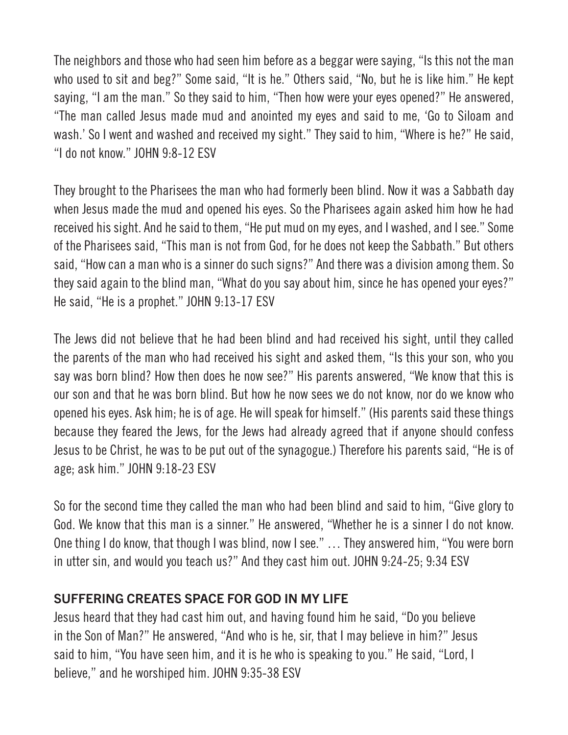The neighbors and those who had seen him before as a beggar were saying, "Is this not the man who used to sit and beg?" Some said, "It is he." Others said, "No, but he is like him." He kept saying, "I am the man." So they said to him, "Then how were your eyes opened?" He answered, "The man called Jesus made mud and anointed my eyes and said to me, 'Go to Siloam and wash.' So I went and washed and received my sight." They said to him, "Where is he?" He said, "I do not know." JOHN 9:8-12 ESV

They brought to the Pharisees the man who had formerly been blind. Now it was a Sabbath day when Jesus made the mud and opened his eyes. So the Pharisees again asked him how he had received his sight. And he said to them, "He put mud on my eyes, and I washed, and I see." Some of the Pharisees said, "This man is not from God, for he does not keep the Sabbath." But others said, "How can a man who is a sinner do such signs?" And there was a division among them. So they said again to the blind man, "What do you say about him, since he has opened your eyes?" He said, "He is a prophet." JOHN 9:13-17 ESV

The Jews did not believe that he had been blind and had received his sight, until they called the parents of the man who had received his sight and asked them, "Is this your son, who you say was born blind? How then does he now see?" His parents answered, "We know that this is our son and that he was born blind. But how he now sees we do not know, nor do we know who opened his eyes. Ask him; he is of age. He will speak for himself." (His parents said these things because they feared the Jews, for the Jews had already agreed that if anyone should confess Jesus to be Christ, he was to be put out of the synagogue.) Therefore his parents said, "He is of age; ask him." JOHN 9:18-23 ESV

So for the second time they called the man who had been blind and said to him, "Give glory to God. We know that this man is a sinner." He answered, "Whether he is a sinner I do not know. One thing I do know, that though I was blind, now I see." … They answered him, "You were born in utter sin, and would you teach us?" And they cast him out. JOHN 9:24-25; 9:34 ESV

## SUFFERING CREATES SPACE FOR GOD IN MY LIFE

Jesus heard that they had cast him out, and having found him he said, "Do you believe in the Son of Man?" He answered, "And who is he, sir, that I may believe in him?" Jesus said to him, "You have seen him, and it is he who is speaking to you." He said, "Lord, I believe," and he worshiped him. JOHN 9:35-38 ESV